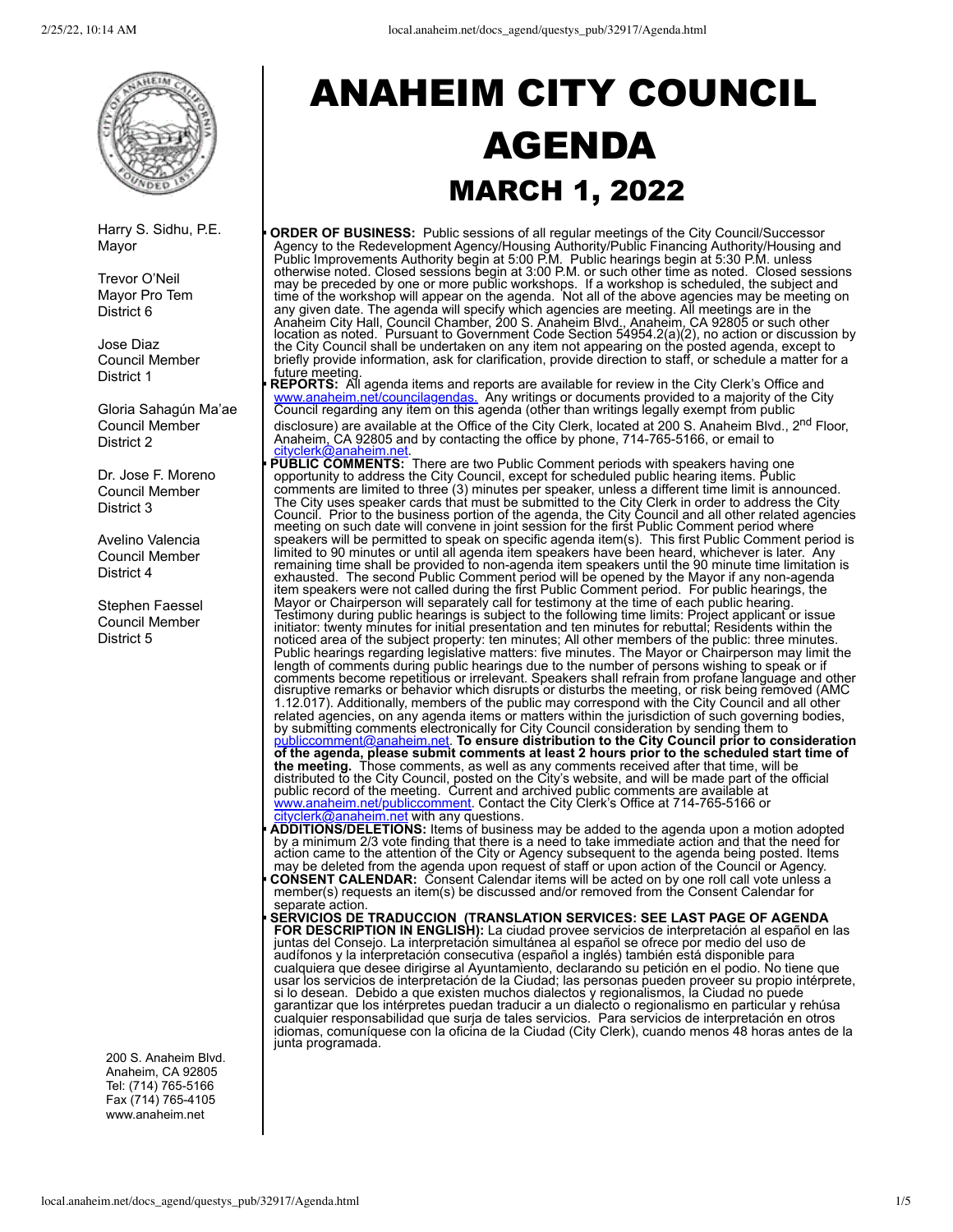# ANANAHEIM CITY COUNCIL AGENDA

## MARCH 1, 2022

Harry S. Sidhu, P.E.
Mayor

Trevor O'Neil
Mayor Pro Tem
District 6

Jose Diaz
Council Member
District 1

Gloria Sahagún Ma'ae
Council Member
District 2

Dr. Jose F. Moreno
Council Member
District 3

Avelino Valencia
Council Member
District 4

Stephen Faessel
Council Member
District 5

200 S. Anaheim Blvd.
Anaheim, CA 92805
Tel: (714) 765-5166
Fax (714) 765-4105
www.anaheim.net

- **ORDER OF BUSINESS:** Public sessions of all regular meetings of the City Council/Successor Agency to the Redevelopment Agency/Housing Authority/Public Financing Authority/Housing and Public Improvements Authority begin at 5:00 P.M. Public hearings begin at 5:30 P.M. unless otherwise noted. Closed sessions begin at 3:00 P.M. or such other time as noted. Closed sessions may be preceded by one or more public workshops. If a workshop is scheduled, the subject and time of the workshop will appear on the agenda. Not all of the above agencies may be meeting on any given date. The agenda will specify which agencies are meeting. All meetings are in the Anaheim City Hall, Council Chamber, 200 S. Anaheim Blvd., Anaheim, CA 92805 or such other location as noted. Pursuant to Government Code Section 54954.2(a)(2), no action or discussion by the City Council shall be undertaken on any item not appearing on the posted agenda, except to briefly provide information, ask for clarification, provide direction to staff, or schedule a matter for a future meeting.
- **REPORTS:** All agenda items and reports are available for review in the City Clerk's Office and www.anaheim.net/councilagendas. Any writings or documents provided to a majority of the City Council regarding any item on this agenda (other than writings legally exempt from public disclosure) are available at the Office of the City Clerk, located at 200 S. Anaheim Blvd., 2nd Floor, Anaheim, CA 92805 and by contacting the office by phone, 714-765-5166, or email to cityclerk@anaheim.net.
- **PUBLIC COMMENTS:** There are two Public Comment periods with speakers having one opportunity to address the City Council, except for scheduled public hearing items. Public comments are limited to three (3) minutes per speaker, unless a different time limit is announced. The City uses speaker cards that must be submitted to the City Clerk in order to address the City Council. Prior to the business portion of the agenda, the City Council and all other related agencies meeting on such date will convene in joint session for the first Public Comment period where speakers will be permitted to speak on specific agenda item(s). This first Public Comment period is limited to 90 minutes or until all agenda item speakers have been heard, whichever is later. Any remaining time shall be provided to non-agenda item speakers until the 90 minute time limitation is exhausted. The second Public Comment period will be opened by the Mayor if any non-agenda item speakers were not called during the first Public Comment period. For public hearings, the Mayor or Chairperson will separately call for testimony at the time of each public hearing. Testimony during public hearings is subject to the following time limits: Project applicant or issue initiator: twenty minutes for initial presentation and ten minutes for rebuttal; Residents within the noticed area of the subject property: ten minutes; All other members of the public: three minutes. Public hearings regarding legislative matters: five minutes. The Mayor or Chairperson may limit the length of comments during public hearings due to the number of persons wishing to speak or if comments become repetitious or irrelevant. Speakers shall refrain from profane language and other disruptive remarks or behavior which disrupts or disturbs the meeting, or risk being removed (AMC 1.12.017). Additionally, members of the public may correspond with the City Council and all other related agencies, on any agenda items or matters within the jurisdiction of such governing bodies, by submitting comments electronically for City Council consideration by sending them to publiccomment@anaheim.net. **To ensure distribution to the City Council prior to consideration of the agenda, please submit comments at least 2 hours prior to the scheduled start time of the meeting.** Those comments, as well as any comments received after that time, will be distributed to the City Council, posted on the City's website, and will be made part of the official public record of the meeting. Current and archived public comments are available at www.anaheim.net/publiccomment. Contact the City Clerk's Office at 714-765-5166 or cityclerk@anaheim.net with any questions.
- **ADDITIONS/DELETIONS:** Items of business may be added to the agenda upon a motion adopted by a minimum 2/3 vote finding that there is a need to take immediate action and that the need for action came to the attention of the City or Agency subsequent to the agenda being posted. Items may be deleted from the agenda upon request of staff or upon action of the Council or Agency.
- **CONSENT CALENDAR:** Consent Calendar items will be acted on by one roll call vote unless a member(s) requests an item(s) be discussed and/or removed from the Consent Calendar for separate action.
- **SERVICIOS DE TRADUCCION (TRANSLATION SERVICES: SEE LAST PAGE OF AGENDA FOR DESCRIPTION IN ENGLISH):** La ciudad provee servicios de interpretación al español en las juntas del Consejo. La interpretación simultánea al español se ofrece por medio del uso de audífonos y la interpretación consecutiva (español a inglés) también está disponible para cualquiera que desee dirigirse al Ayuntamiento, declarando su petición en el podio. No tiene que usar los servicios de interpretación de la Ciudad; las personas pueden proveer su propio intérprete, si lo desean. Debido a que existen muchos dialectos y regionalismos, la Ciudad no puede garantizar que los intérpretes puedan traducir a un dialecto o regionalismo en particular y rehúsa cualquier responsabilidad que surja de tales servicios. Para servicios de interpretación en otros idiomas, comuníquese con la oficina de la Ciudad (City Clerk), cuando menos 48 horas antes de la junta programada.

# ANAHEIM CITY COUNCIL AGENDA

## MARCH 1, 2022

Harry S. Sidhu, P.E.
Mayor

Trevor O'Neil
Mayor Pro Tem
District 6

Jose Diaz
Council Member
District 1

Gloria Sahagún Ma'ae
Council Member
District 2

Dr. Jose F. Moreno
Council Member
District 3

Avelino Valencia
Council Member
District 4

Stephen Faessel
Council Member
District 5

200 S. Anaheim Blvd.
Anaheim, CA 92805
Tel: (714) 765-5166
Fax (714) 765-4105
www.anaheim.net

- **ORDER OF BUSINESS:** Public sessions of all regular meetings of the City Council/Successor Agency to the Redevelopment Agency/Housing Authority/Public Financing Authority/Housing and Public Improvements Authority begin at 5:00 P.M. Public hearings begin at 5:30 P.M. unless otherwise noted. Closed sessions begin at 3:00 P.M. or such other time as noted. Closed sessions may be preceded by one or more public workshops. If a workshop is scheduled, the subject and time of the workshop will appear on the agenda. Not all of the above agencies may be meeting on any given date. The agenda will specify which agencies are meeting. All meetings are in the Anaheim City Hall, Council Chamber, 200 S. Anaheim Blvd., Anaheim, CA 92805 or such other location as noted. Pursuant to Government Code Section 54954.2(a)(2), no action or discussion by the City Council shall be undertaken on any item not appearing on the posted agenda, except to briefly provide information, ask for clarification, provide direction to staff, or schedule a matter for a future meeting.
- **REPORTS:** All agenda items and reports are available for review in the City Clerk's Office and www.anaheim.net/councilagendas. Any writings or documents provided to a majority of the City Council regarding any item on this agenda (other than writings legally exempt from public disclosure) are available at the Office of the City Clerk, located at 200 S. Anaheim Blvd., 2nd Floor, Anaheim, CA 92805 and by contacting the office by phone, 714-765-5166, or email to cityclerk@anaheim.net.
- **PUBLIC COMMENTS:** There are two Public Comment periods with speakers having one opportunity to address the City Council, except for scheduled public hearing items. Public comments are limited to three (3) minutes per speaker, unless a different time limit is announced. The City uses speaker cards that must be submitted to the City Clerk in order to address the City Council. Prior to the business portion of the agenda, the City Council and all other related agencies meeting on such date will convene in joint session for the first Public Comment period where speakers will be permitted to speak on specific agenda item(s). This first Public Comment period is limited to 90 minutes or until all agenda item speakers have been heard, whichever is later. Any remaining time shall be provided to non-agenda item speakers until the 90 minute time limitation is exhausted. The second Public Comment period will be opened by the Mayor if any non-agenda item speakers were not called during the first Public Comment period. For public hearings, the Mayor or Chairperson will separately call for testimony at the time of each public hearing. Testimony during public hearings is subject to the following time limits: Project applicant or issue initiator: twenty minutes for initial presentation and ten minutes for rebuttal; Residents within the noticed area of the subject property: ten minutes; All other members of the public: three minutes. Public hearings regarding legislative matters: five minutes. The Mayor or Chairperson may limit the length of comments during public hearings due to the number of persons wishing to speak or if comments become repetitious or irrelevant. Speakers shall refrain from profane language and other disruptive remarks or behavior which disrupts or disturbs the meeting, or risk being removed (AMC 1.12.017). Additionally, members of the public may correspond with the City Council and all other related agencies, on any agenda items or matters within the jurisdiction of such governing bodies, by submitting comments electronically for City Council consideration by sending them to publiccomment@anaheim.net. **To ensure distribution to the City Council prior to consideration of the agenda, please submit comments at least 2 hours prior to the scheduled start time of the meeting.** Those comments, as well as any comments received after that time, will be distributed to the City Council, posted on the City's website, and will be made part of the official public record of the meeting. Current and archived public comments are available at www.anaheim.net/publiccomment. Contact the City Clerk's Office at 714-765-5166 or cityclerk@anaheim.net with any questions.
- **ADDITIONS/DELETIONS:** Items of business may be added to the agenda upon a motion adopted by a minimum 2/3 vote finding that there is a need to take immediate action and that the need for action came to the attention of the City or Agency subsequent to the agenda being posted. Items may be deleted from the agenda upon request of staff or upon action of the Council or Agency.
- **CONSENT CALENDAR:** Consent Calendar items will be acted on by one roll call vote unless a member(s) requests an item(s) be discussed and/or removed from the Consent Calendar for separate action.
- **SERVICIOS DE TRADUCCION (TRANSLATION SERVICES: SEE LAST PAGE OF AGENDA FOR DESCRIPTION IN ENGLISH):** La ciudad provee servicios de interpretación al español en las juntas del Consejo. La interpretación simultánea al español se ofrece por medio del uso de audífonos y la interpretación consecutiva (español a inglés) también está disponible para cualquiera que desee dirigirse al Ayuntamiento, declarando su petición en el podio. No tiene que usar los servicios de interpretación de la Ciudad; las personas pueden proveer su propio intérprete, si lo desean. Debido a que existen muchos dialectos y regionalismos, la Ciudad no puede garantizar que los intérpretes puedan traducir a un dialecto o regionalismo en particular y rehúsa cualquier responsabilidad que surja de tales servicios. Para servicios de interpretación en otros idiomas, comuníquese con la oficina de la Ciudad (City Clerk), cuando menos 48 horas antes de la junta programada.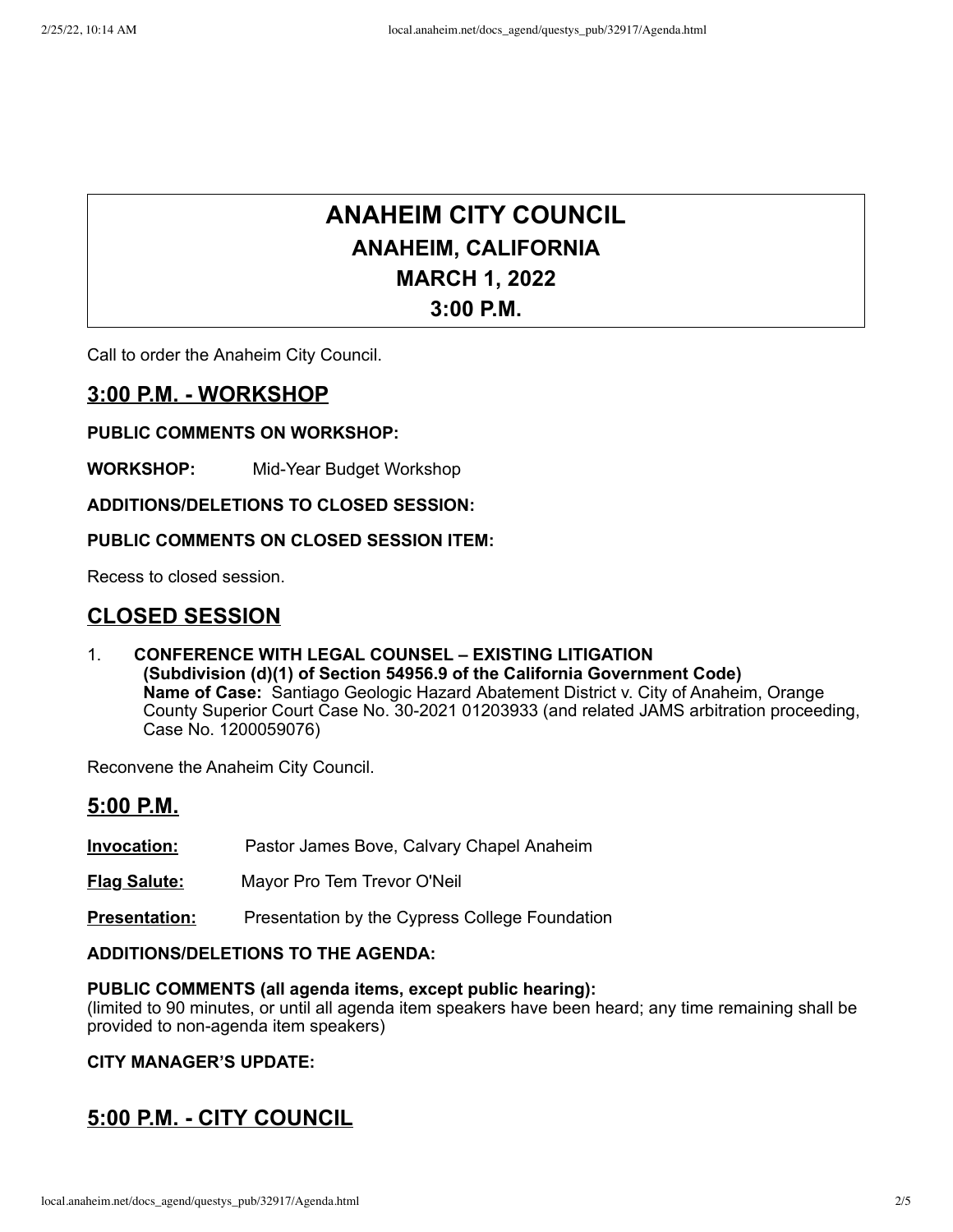# ANANAHEIM CITY COUNCIL

# ANAHEIM CITY COUNCIL
## ANAHEIM, CALIFORNIA
## MARCH 1, 2022
## 3:00 P.M.

Call to order the Anaheim City Council.

## 3:00 P.M. - WORKSHOP

**PUBLIC COMMENTS ON WORKSHOP:**

**WORKSHOP:** Mid-Year Budget Workshop

**ADDITIONS/DELETIONS TO CLOSED SESSION:**

**PUBLIC COMMENTS ON CLOSED SESSION ITEM:**

Recess to closed session.

## CLOSED SESSION

1. **CONFERENCE WITH LEGAL COUNSEL – EXISTING LITIGATION**
   **(Subdivision (d)(1) of Section 54956.9 of the California Government Code)**
   **Name of Case:** Santiago Geologic Hazard Abatement District v. City of Anaheim, Orange County Superior Court Case No. 30-2021 01203933 (and related JAMS arbitration proceeding, Case No. 1200059076)

Reconvene the Anaheim City Council.

## 5:00 P.M.

**Invocation:** Pastor James Bove, Calvary Chapel Anaheim

**Flag Salute:** Mayor Pro Tem Trevor O'Neil

**Presentation:** Presentation by the Cypress College Foundation

**ADDITIONS/DELETIONS TO THE AGENDA:**

**PUBLIC COMMENTS (all agenda items, except public hearing):**
(limited to 90 minutes, or until all agenda item speakers have been heard; any time remaining shall be provided to non-agenda item speakers)

**CITY MANAGER'S UPDATE:**

## 5:00 P.M. - CITY COUNCIL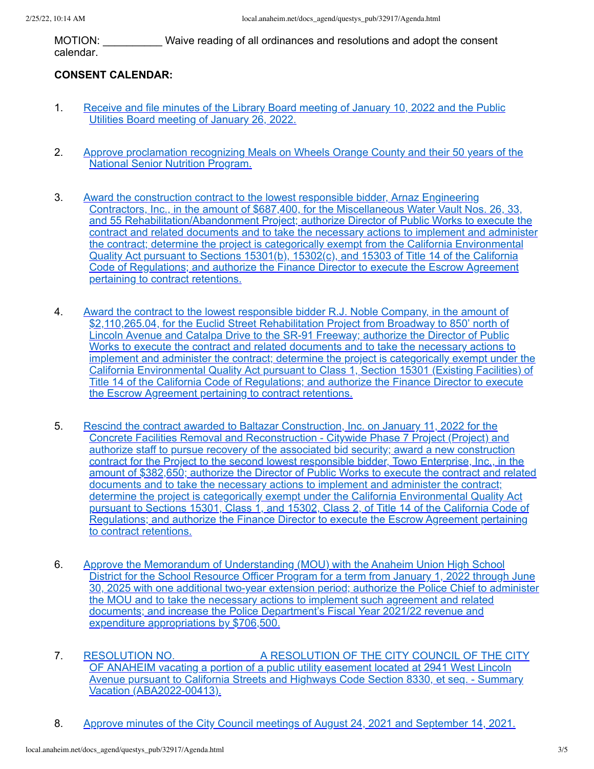MOTION: __________ Waive reading of all ordinances and resolutions and adopt the consent calendar.

**CONSENT CALENDAR:**

1. Receive and file minutes of the Library Board meeting of January 10, 2022 and the Public Utilities Board meeting of January 26, 2022.

2. Approve proclamation recognizing Meals on Wheels Orange County and their 50 years of the National Senior Nutrition Program.

3. Award the construction contract to the lowest responsible bidder, Arnaz Engineering Contractors, Inc., in the amount of $687,400, for the Miscellaneous Water Vault Nos. 26, 33, and 55 Rehabilitation/Abandonment Project; authorize Director of Public Works to execute the contract and related documents and to take the necessary actions to implement and administer the contract; determine the project is categorically exempt from the California Environmental Quality Act pursuant to Sections 15301(b), 15302(c), and 15303 of Title 14 of the California Code of Regulations; and authorize the Finance Director to execute the Escrow Agreement pertaining to contract retentions.

4. Award the contract to the lowest responsible bidder R.J. Noble Company, in the amount of $2,110,265.04, for the Euclid Street Rehabilitation Project from Broadway to 850' north of Lincoln Avenue and Catalpa Drive to the SR-91 Freeway; authorize the Director of Public Works to execute the contract and related documents and to take the necessary actions to implement and administer the contract; determine the project is categorically exempt under the California Environmental Quality Act pursuant to Class 1, Section 15301 (Existing Facilities) of Title 14 of the California Code of Regulations; and authorize the Finance Director to execute the Escrow Agreement pertaining to contract retentions.

5. Rescind the contract awarded to Baltazar Construction, Inc. on January 11, 2022 for the Concrete Facilities Removal and Reconstruction - Citywide Phase 7 Project (Project) and authorize staff to pursue recovery of the associated bid security; award a new construction contract for the Project to the second lowest responsible bidder, Towo Enterprise, Inc., in the amount of $382,650; authorize the Director of Public Works to execute the contract and related documents and to take the necessary actions to implement and administer the contract; determine the project is categorically exempt under the California Environmental Quality Act pursuant to Sections 15301, Class 1, and 15302, Class 2, of Title 14 of the California Code of Regulations; and authorize the Finance Director to execute the Escrow Agreement pertaining to contract retentions.

6. Approve the Memorandum of Understanding (MOU) with the Anaheim Union High School District for the School Resource Officer Program for a term from January 1, 2022 through June 30, 2025 with one additional two-year extension period; authorize the Police Chief to administer the MOU and to take the necessary actions to implement such agreement and related documents; and increase the Police Department's Fiscal Year 2021/22 revenue and expenditure appropriations by $706,500.

7. RESOLUTION NO. ____________ A RESOLUTION OF THE CITY COUNCIL OF THE CITY OF ANAHEIM vacating a portion of a public utility easement located at 2941 West Lincoln Avenue pursuant to California Streets and Highways Code Section 8330, et seq. - Summary Vacation (ABA2022-00413).

8. Approve minutes of the City Council meetings of August 24, 2021 and September 14, 2021.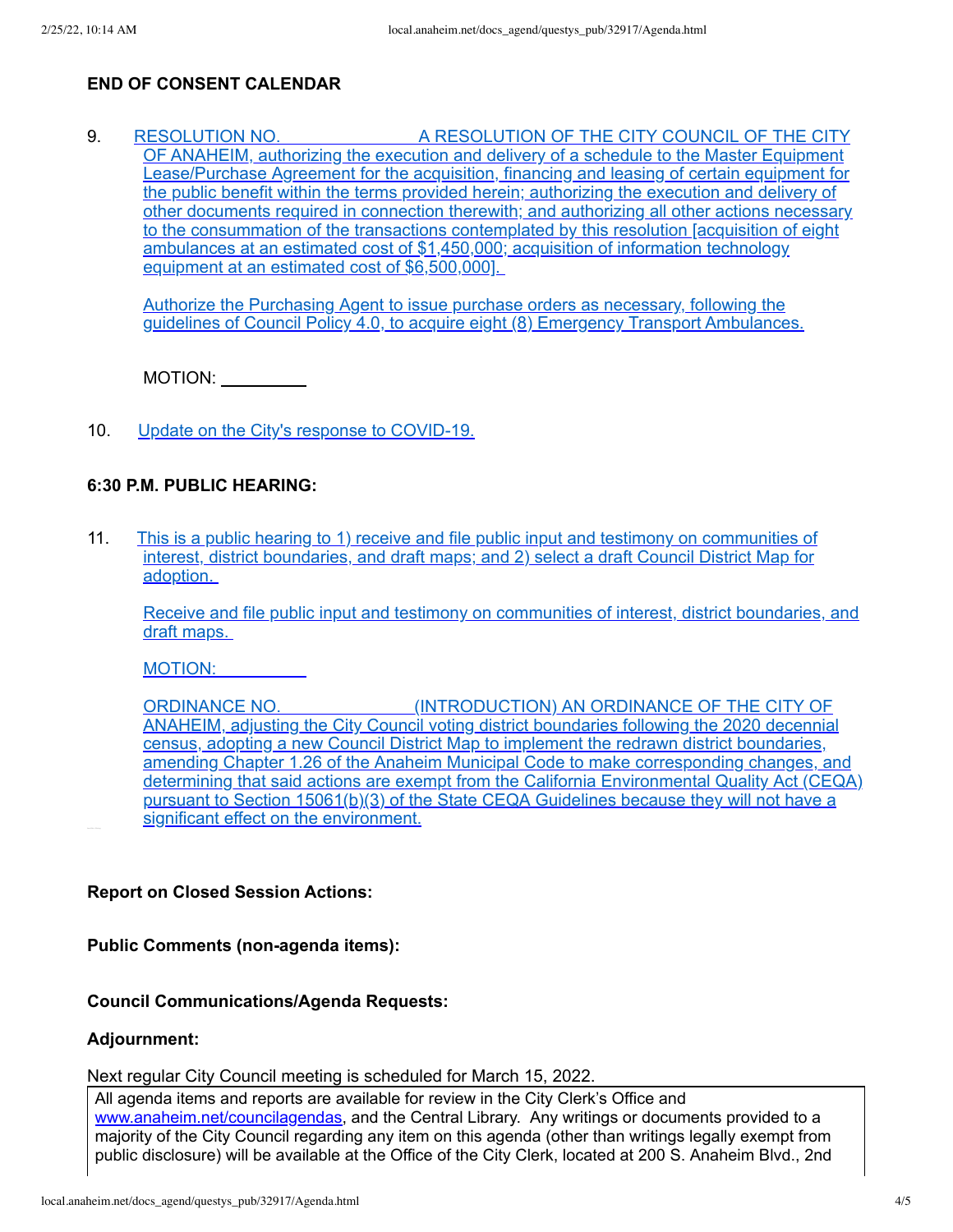**END OF CONSENT CALENDAR**

9. RESOLUTION NO. \_\_\_\_\_\_\_\_\_\_ A RESOLUTION OF THE CITY COUNCIL OF THE CITY OF ANAHEIM, authorizing the execution and delivery of a schedule to the Master Equipment Lease/Purchase Agreement for the acquisition, financing and leasing of certain equipment for the public benefit within the terms provided herein; authorizing the execution and delivery of other documents required in connection therewith; and authorizing all other actions necessary to the consummation of the transactions contemplated by this resolution [acquisition of eight ambulances at an estimated cost of $1,450,000; acquisition of information technology equipment at an estimated cost of $6,500,000].

   Authorize the Purchasing Agent to issue purchase orders as necessary, following the guidelines of Council Policy 4.0, to acquire eight (8) Emergency Transport Ambulances.

   MOTION: \_\_\_\_\_\_\_\_\_\_

10. Update on the City's response to COVID-19.

**6:30 P.M. PUBLIC HEARING:**

11. This is a public hearing to 1) receive and file public input and testimony on communities of interest, district boundaries, and draft maps; and 2) select a draft Council District Map for adoption.

    Receive and file public input and testimony on communities of interest, district boundaries, and draft maps.

    MOTION: \_\_\_\_\_\_\_\_\_\_

    ORDINANCE NO. \_\_\_\_\_\_\_\_\_\_ (INTRODUCTION) AN ORDINANCE OF THE CITY OF ANAHEIM, adjusting the City Council voting district boundaries following the 2020 decennial census, adopting a new Council District Map to implement the redrawn district boundaries, amending Chapter 1.26 of the Anaheim Municipal Code to make corresponding changes, and determining that said actions are exempt from the California Environmental Quality Act (CEQA) pursuant to Section 15061(b)(3) of the State CEQA Guidelines because they will not have a significant effect on the environment.

**Report on Closed Session Actions:**

**Public Comments (non-agenda items):**

**Council Communications/Agenda Requests:**

**Adjournment:**

Next regular City Council meeting is scheduled for March 15, 2022.

All agenda items and reports are available for review in the City Clerk's Office and www.anaheim.net/councilagendas, and the Central Library. Any writings or documents provided to a majority of the City Council regarding any item on this agenda (other than writings legally exempt from public disclosure) will be available at the Office of the City Clerk, located at 200 S. Anaheim Blvd., 2nd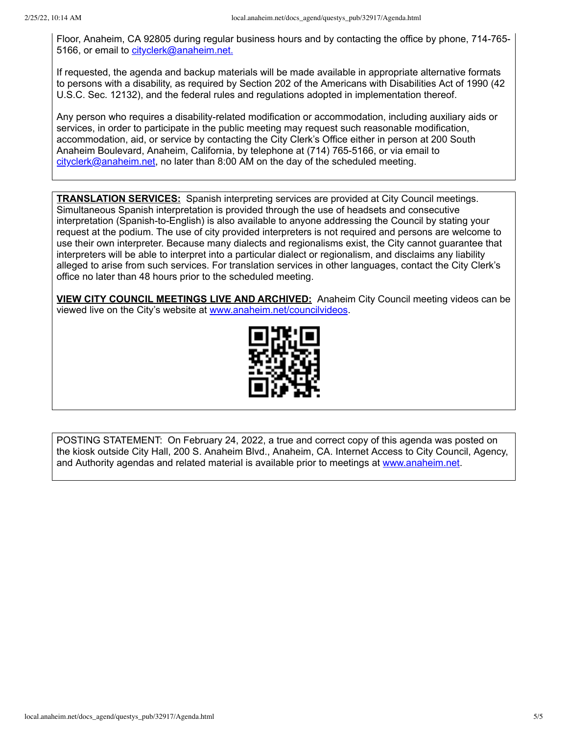Floor, Anaheim, CA 92805 during regular business hours and by contacting the office by phone, 714-765-5166, or email to cityclerk@anaheim.net.

If requested, the agenda and backup materials will be made available in appropriate alternative formats to persons with a disability, as required by Section 202 of the Americans with Disabilities Act of 1990 (42 U.S.C. Sec. 12132), and the federal rules and regulations adopted in implementation thereof.

Any person who requires a disability-related modification or accommodation, including auxiliary aids or services, in order to participate in the public meeting may request such reasonable modification, accommodation, aid, or service by contacting the City Clerk's Office either in person at 200 South Anaheim Boulevard, Anaheim, California, by telephone at (714) 765-5166, or via email to cityclerk@anaheim.net, no later than 8:00 AM on the day of the scheduled meeting.

**TRANSLATION SERVICES:** Spanish interpreting services are provided at City Council meetings. Simultaneous Spanish interpretation is provided through the use of headsets and consecutive interpretation (Spanish-to-English) is also available to anyone addressing the Council by stating your request at the podium. The use of city provided interpreters is not required and persons are welcome to use their own interpreter. Because many dialects and regionalisms exist, the City cannot guarantee that interpreters will be able to interpret into a particular dialect or regionalism, and disclaims any liability alleged to arise from such services. For translation services in other languages, contact the City Clerk's office no later than 48 hours prior to the scheduled meeting.

**VIEW CITY COUNCIL MEETINGS LIVE AND ARCHIVED:** Anaheim City Council meeting videos can be viewed live on the City's website at www.anaheim.net/councilvideos.

POSTING STATEMENT: On February 24, 2022, a true and correct copy of this agenda was posted on the kiosk outside City Hall, 200 S. Anaheim Blvd., Anaheim, CA. Internet Access to City Council, Agency, and Authority agendas and related material is available prior to meetings at www.anaheim.net.